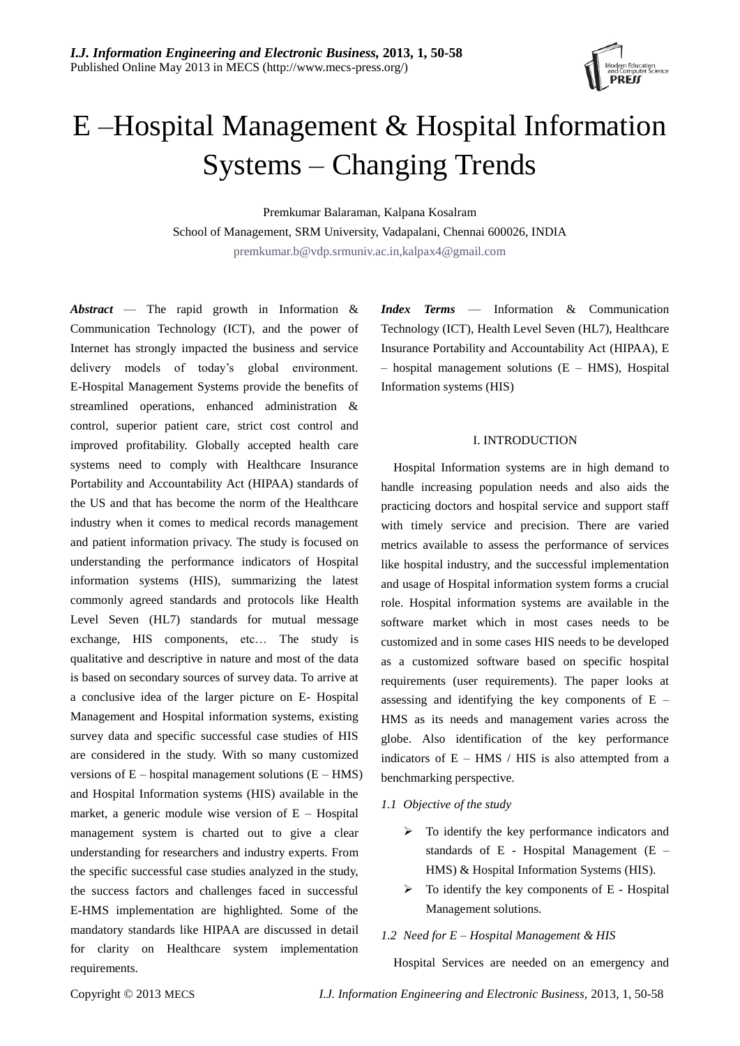# E –Hospital Management & Hospital Information Systems – Changing Trends

Premkumar Balaraman, Kalpana Kosalram

School of Management, SRM University, Vadapalani, Chennai 600026, INDIA

premkumar.b@vdp.srmuniv.ac.in,kalpax4@gmail.com

***Abstract*** — The rapid growth in Information & Communication Technology (ICT), and the power of Internet has strongly impacted the business and service delivery models of today's global environment. E-Hospital Management Systems provide the benefits of streamlined operations, enhanced administration & control, superior patient care, strict cost control and improved profitability. Globally accepted health care systems need to comply with Healthcare Insurance Portability and Accountability Act (HIPAA) standards of the US and that has become the norm of the Healthcare industry when it comes to medical records management and patient information privacy. The study is focused on understanding the performance indicators of Hospital information systems (HIS), summarizing the latest commonly agreed standards and protocols like Health Level Seven (HL7) standards for mutual message exchange, HIS components, etc… The study is qualitative and descriptive in nature and most of the data is based on secondary sources of survey data. To arrive at a conclusive idea of the larger picture on E- Hospital Management and Hospital information systems, existing survey data and specific successful case studies of HIS are considered in the study. With so many customized versions of E – hospital management solutions (E – HMS) and Hospital Information systems (HIS) available in the market, a generic module wise version of E – Hospital management system is charted out to give a clear understanding for researchers and industry experts. From the specific successful case studies analyzed in the study, the success factors and challenges faced in successful E-HMS implementation are highlighted. Some of the mandatory standards like HIPAA are discussed in detail for clarity on Healthcare system implementation requirements.

***Index Terms*** — Information & Communication Technology (ICT), Health Level Seven (HL7), Healthcare Insurance Portability and Accountability Act (HIPAA), E – hospital management solutions (E – HMS), Hospital Information systems (HIS)

## I. INTRODUCTION

Hospital Information systems are in high demand to handle increasing population needs and also aids the practicing doctors and hospital service and support staff with timely service and precision. There are varied metrics available to assess the performance of services like hospital industry, and the successful implementation and usage of Hospital information system forms a crucial role. Hospital information systems are available in the software market which in most cases needs to be customized and in some cases HIS needs to be developed as a customized software based on specific hospital requirements (user requirements). The paper looks at assessing and identifying the key components of E – HMS as its needs and management varies across the globe. Also identification of the key performance indicators of E – HMS / HIS is also attempted from a benchmarking perspective.

### *1.1 Objective of the study*

- To identify the key performance indicators and standards of E - Hospital Management (E – HMS) & Hospital Information Systems (HIS).
- To identify the key components of E - Hospital Management solutions.

### *1.2 Need for E – Hospital Management & HIS*

Hospital Services are needed on an emergency and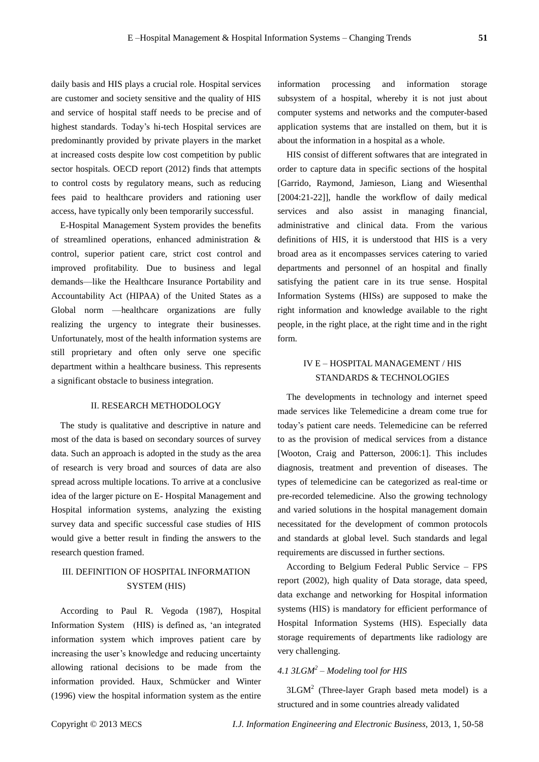daily basis and HIS plays a crucial role. Hospital services are customer and society sensitive and the quality of HIS and service of hospital staff needs to be precise and of highest standards. Today's hi-tech Hospital services are predominantly provided by private players in the market at increased costs despite low cost competition by public sector hospitals. OECD report (2012) finds that attempts to control costs by regulatory means, such as reducing fees paid to healthcare providers and rationing user access, have typically only been temporarily successful.

E-Hospital Management System provides the benefits of streamlined operations, enhanced administration & control, superior patient care, strict cost control and improved profitability. Due to business and legal demands—like the Healthcare Insurance Portability and Accountability Act (HIPAA) of the United States as a Global norm —healthcare organizations are fully realizing the urgency to integrate their businesses. Unfortunately, most of the health information systems are still proprietary and often only serve one specific department within a healthcare business. This represents a significant obstacle to business integration.

## II. RESEARCH METHODOLOGY

The study is qualitative and descriptive in nature and most of the data is based on secondary sources of survey data. Such an approach is adopted in the study as the area of research is very broad and sources of data are also spread across multiple locations. To arrive at a conclusive idea of the larger picture on E- Hospital Management and Hospital information systems, analyzing the existing survey data and specific successful case studies of HIS would give a better result in finding the answers to the research question framed.

## III. DEFINITION OF HOSPITAL INFORMATION SYSTEM (HIS)

According to Paul R. Vegoda (1987), Hospital Information System (HIS) is defined as, 'an integrated information system which improves patient care by increasing the user's knowledge and reducing uncertainty allowing rational decisions to be made from the information provided. Haux, Schmücker and Winter (1996) view the hospital information system as the entire information processing and information storage subsystem of a hospital, whereby it is not just about computer systems and networks and the computer-based application systems that are installed on them, but it is about the information in a hospital as a whole.

HIS consist of different softwares that are integrated in order to capture data in specific sections of the hospital [Garrido, Raymond, Jamieson, Liang and Wiesenthal [2004:21-22]], handle the workflow of daily medical services and also assist in managing financial, administrative and clinical data. From the various definitions of HIS, it is understood that HIS is a very broad area as it encompasses services catering to varied departments and personnel of an hospital and finally satisfying the patient care in its true sense. Hospital Information Systems (HISs) are supposed to make the right information and knowledge available to the right people, in the right place, at the right time and in the right form.

## IV E – HOSPITAL MANAGEMENT / HIS STANDARDS & TECHNOLOGIES

The developments in technology and internet speed made services like Telemedicine a dream come true for today's patient care needs. Telemedicine can be referred to as the provision of medical services from a distance [Wooton, Craig and Patterson, 2006:1]. This includes diagnosis, treatment and prevention of diseases. The types of telemedicine can be categorized as real-time or pre-recorded telemedicine. Also the growing technology and varied solutions in the hospital management domain necessitated for the development of common protocols and standards at global level. Such standards and legal requirements are discussed in further sections.

According to Belgium Federal Public Service – FPS report (2002), high quality of Data storage, data speed, data exchange and networking for Hospital information systems (HIS) is mandatory for efficient performance of Hospital Information Systems (HIS). Especially data storage requirements of departments like radiology are very challenging.

### *4.1 3LGM² – Modeling tool for HIS*

3LGM² (Three-layer Graph based meta model) is a structured and in some countries already validated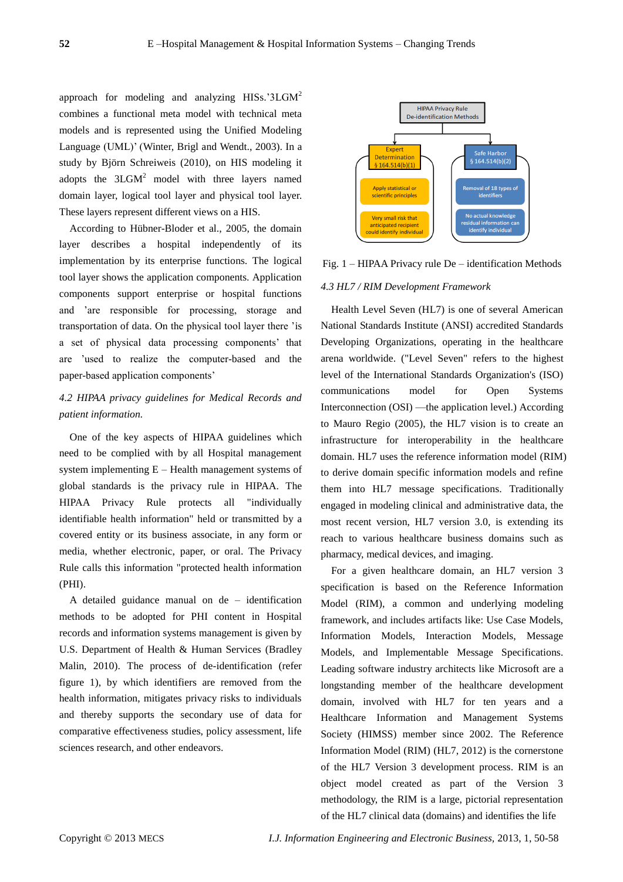approach for modeling and analyzing HISs.'3LGM[2] combines a functional meta model with technical meta models and is represented using the Unified Modeling Language (UML)' (Winter, Brigl and Wendt., 2003). In a study by Björn Schreiweis (2010), on HIS modeling it adopts the 3LGM[2] model with three layers named domain layer, logical tool layer and physical tool layer. These layers represent different views on a HIS.

According to Hübner-Bloder et al., 2005, the domain layer describes a hospital independently of its implementation by its enterprise functions. The logical tool layer shows the application components. Application components support enterprise or hospital functions and 'are responsible for processing, storage and transportation of data. On the physical tool layer there 'is a set of physical data processing components' that are 'used to realize the computer-based and the paper-based application components'

*4.2 HIPAA privacy guidelines for Medical Records and patient information.*

One of the key aspects of HIPAA guidelines which need to be complied with by all Hospital management system implementing E – Health management systems of global standards is the privacy rule in HIPAA. The HIPAA Privacy Rule protects all "individually identifiable health information" held or transmitted by a covered entity or its business associate, in any form or media, whether electronic, paper, or oral. The Privacy Rule calls this information "protected health information (PHI).

A detailed guidance manual on de – identification methods to be adopted for PHI content in Hospital records and information systems management is given by U.S. Department of Health & Human Services (Bradley Malin, 2010). The process of de-identification (refer figure 1), by which identifiers are removed from the health information, mitigates privacy risks to individuals and thereby supports the secondary use of data for comparative effectiveness studies, policy assessment, life sciences research, and other endeavors.

HIPAA Privacy Rule De-identification Methods

Expert Determination § 164.514(b)(1)
- Apply statistical or scientific principles
- Very small risk that anticipated recipient could identify individual

Safe Harbor § 164.514(b)(2)
- Removal of 18 types of identifiers
- No actual knowledge residual information can identify individual

Fig. 1 – HIPAA Privacy rule De – identification Methods

*4.3 HL7 / RIM Development Framework*

Health Level Seven (HL7) is one of several American National Standards Institute (ANSI) accredited Standards Developing Organizations, operating in the healthcare arena worldwide. ("Level Seven" refers to the highest level of the International Standards Organization's (ISO) communications model for Open Systems Interconnection (OSI) —the application level.) According to Mauro Regio (2005), the HL7 vision is to create an infrastructure for interoperability in the healthcare domain. HL7 uses the reference information model (RIM) to derive domain specific information models and refine them into HL7 message specifications. Traditionally engaged in modeling clinical and administrative data, the most recent version, HL7 version 3.0, is extending its reach to various healthcare business domains such as pharmacy, medical devices, and imaging.

For a given healthcare domain, an HL7 version 3 specification is based on the Reference Information Model (RIM), a common and underlying modeling framework, and includes artifacts like: Use Case Models, Information Models, Interaction Models, Message Models, and Implementable Message Specifications. Leading software industry architects like Microsoft are a longstanding member of the healthcare development domain, involved with HL7 for ten years and a Healthcare Information and Management Systems Society (HIMSS) member since 2002. The Reference Information Model (RIM) (HL7, 2012) is the cornerstone of the HL7 Version 3 development process. RIM is an object model created as part of the Version 3 methodology, the RIM is a large, pictorial representation of the HL7 clinical data (domains) and identifies the life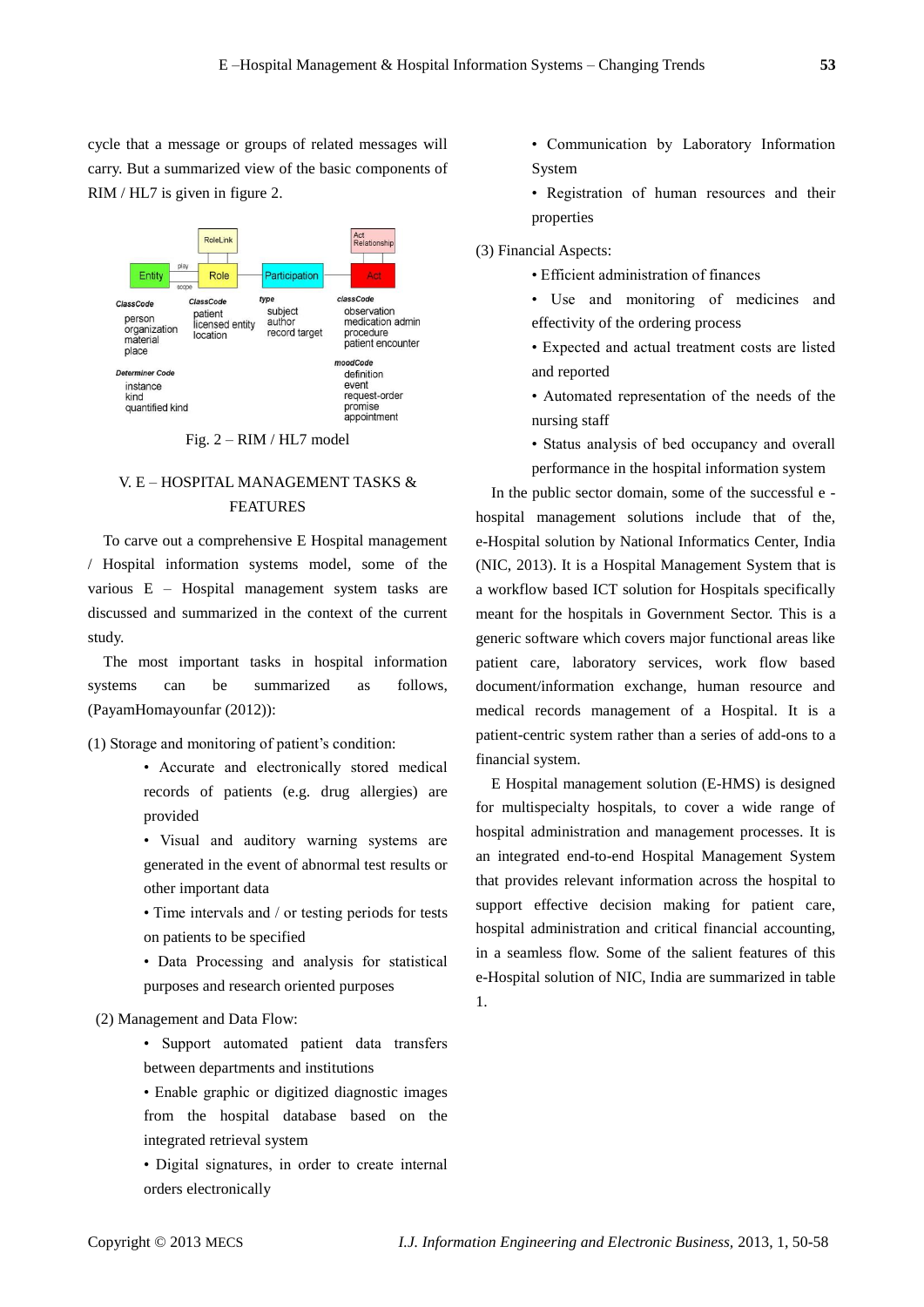cycle that a message or groups of related messages will carry. But a summarized view of the basic components of RIM / HL7 is given in figure 2.

Fig. 2 – RIM / HL7 model

## V. E – HOSPITAL MANAGEMENT TASKS & FEATURES

To carve out a comprehensive E Hospital management / Hospital information systems model, some of the various E – Hospital management system tasks are discussed and summarized in the context of the current study.

The most important tasks in hospital information systems can be summarized as follows, (PayamHomayounfar (2012)):

(1) Storage and monitoring of patient's condition:

- Accurate and electronically stored medical records of patients (e.g. drug allergies) are provided
- Visual and auditory warning systems are generated in the event of abnormal test results or other important data
- Time intervals and / or testing periods for tests on patients to be specified
- Data Processing and analysis for statistical purposes and research oriented purposes

(2) Management and Data Flow:

- Support automated patient data transfers between departments and institutions
- Enable graphic or digitized diagnostic images from the hospital database based on the integrated retrieval system
- Digital signatures, in order to create internal orders electronically
- Communication by Laboratory Information System
- Registration of human resources and their properties

(3) Financial Aspects:

- Efficient administration of finances
- Use and monitoring of medicines and effectivity of the ordering process
- Expected and actual treatment costs are listed and reported
- Automated representation of the needs of the nursing staff
- Status analysis of bed occupancy and overall performance in the hospital information system

In the public sector domain, some of the successful e - hospital management solutions include that of the, e-Hospital solution by National Informatics Center, India (NIC, 2013). It is a Hospital Management System that is a workflow based ICT solution for Hospitals specifically meant for the hospitals in Government Sector. This is a generic software which covers major functional areas like patient care, laboratory services, work flow based document/information exchange, human resource and medical records management of a Hospital. It is a patient-centric system rather than a series of add-ons to a financial system.

E Hospital management solution (E-HMS) is designed for multispecialty hospitals, to cover a wide range of hospital administration and management processes. It is an integrated end-to-end Hospital Management System that provides relevant information across the hospital to support effective decision making for patient care, hospital administration and critical financial accounting, in a seamless flow. Some of the salient features of this e-Hospital solution of NIC, India are summarized in table 1.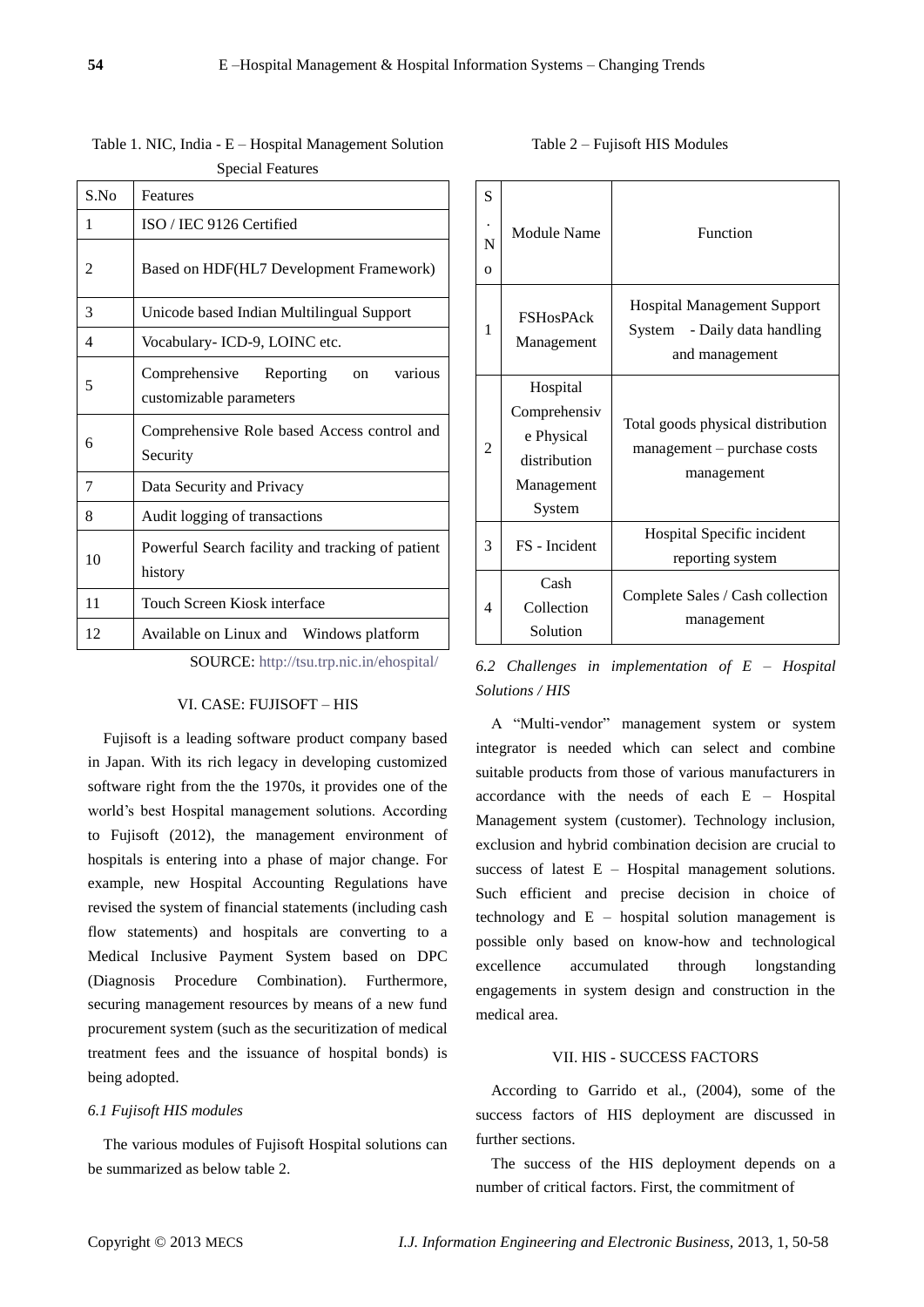Table 1. NIC, India - E – Hospital Management Solution Special Features

| S.No | Features |
|---|---|
| 1 | ISO / IEC 9126 Certified |
| 2 | Based on HDF(HL7 Development Framework) |
| 3 | Unicode based Indian Multilingual Support |
| 4 | Vocabulary- ICD-9, LOINC etc. |
| 5 | Comprehensive Reporting on various customizable parameters |
| 6 | Comprehensive Role based Access control and Security |
| 7 | Data Security and Privacy |
| 8 | Audit logging of transactions |
| 10 | Powerful Search facility and tracking of patient history |
| 11 | Touch Screen Kiosk interface |
| 12 | Available on Linux and Windows platform |

SOURCE: http://tsu.trp.nic.in/ehospital/

## VI. CASE: FUJISOFT – HIS

Fujisoft is a leading software product company based in Japan. With its rich legacy in developing customized software right from the the 1970s, it provides one of the world's best Hospital management solutions. According to Fujisoft (2012), the management environment of hospitals is entering into a phase of major change. For example, new Hospital Accounting Regulations have revised the system of financial statements (including cash flow statements) and hospitals are converting to a Medical Inclusive Payment System based on DPC (Diagnosis Procedure Combination). Furthermore, securing management resources by means of a new fund procurement system (such as the securitization of medical treatment fees and the issuance of hospital bonds) is being adopted.

### *6.1 Fujisoft HIS modules*

The various modules of Fujisoft Hospital solutions can be summarized as below table 2.

Table 2 – Fujisoft HIS Modules

| S.No | Module Name | Function |
|---|---|---|
| 1 | FSHosPAck Management | Hospital Management Support System - Daily data handling and management |
| 2 | Hospital Comprehensive Physical distribution Management System | Total goods physical distribution management – purchase costs management |
| 3 | FS - Incident | Hospital Specific incident reporting system |
| 4 | Cash Collection Solution | Complete Sales / Cash collection management |

### *6.2 Challenges in implementation of E – Hospital Solutions / HIS*

A "Multi-vendor" management system or system integrator is needed which can select and combine suitable products from those of various manufacturers in accordance with the needs of each E – Hospital Management system (customer). Technology inclusion, exclusion and hybrid combination decision are crucial to success of latest E – Hospital management solutions. Such efficient and precise decision in choice of technology and E – hospital solution management is possible only based on know-how and technological excellence accumulated through longstanding engagements in system design and construction in the medical area.

## VII. HIS - SUCCESS FACTORS

According to Garrido et al., (2004), some of the success factors of HIS deployment are discussed in further sections.

The success of the HIS deployment depends on a number of critical factors. First, the commitment of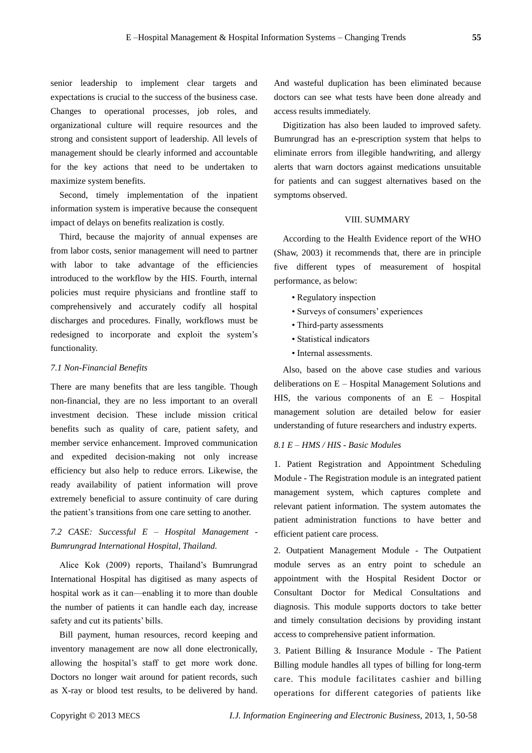senior leadership to implement clear targets and expectations is crucial to the success of the business case. Changes to operational processes, job roles, and organizational culture will require resources and the strong and consistent support of leadership. All levels of management should be clearly informed and accountable for the key actions that need to be undertaken to maximize system benefits.

Second, timely implementation of the inpatient information system is imperative because the consequent impact of delays on benefits realization is costly.

Third, because the majority of annual expenses are from labor costs, senior management will need to partner with labor to take advantage of the efficiencies introduced to the workflow by the HIS. Fourth, internal policies must require physicians and frontline staff to comprehensively and accurately codify all hospital discharges and procedures. Finally, workflows must be redesigned to incorporate and exploit the system's functionality.

### *7.1 Non-Financial Benefits*

There are many benefits that are less tangible. Though non-financial, they are no less important to an overall investment decision. These include mission critical benefits such as quality of care, patient safety, and member service enhancement. Improved communication and expedited decision-making not only increase efficiency but also help to reduce errors. Likewise, the ready availability of patient information will prove extremely beneficial to assure continuity of care during the patient's transitions from one care setting to another.

### *7.2 CASE: Successful E – Hospital Management - Bumrungrad International Hospital, Thailand.*

Alice Kok (2009) reports, Thailand's Bumrungrad International Hospital has digitised as many aspects of hospital work as it can—enabling it to more than double the number of patients it can handle each day, increase safety and cut its patients' bills.

Bill payment, human resources, record keeping and inventory management are now all done electronically, allowing the hospital's staff to get more work done. Doctors no longer wait around for patient records, such as X-ray or blood test results, to be delivered by hand. And wasteful duplication has been eliminated because doctors can see what tests have been done already and access results immediately.

Digitization has also been lauded to improved safety. Bumrungrad has an e-prescription system that helps to eliminate errors from illegible handwriting, and allergy alerts that warn doctors against medications unsuitable for patients and can suggest alternatives based on the symptoms observed.

## VIII. SUMMARY

According to the Health Evidence report of the WHO (Shaw, 2003) it recommends that, there are in principle five different types of measurement of hospital performance, as below:

- Regulatory inspection
- Surveys of consumers' experiences
- Third-party assessments
- Statistical indicators
- Internal assessments.

Also, based on the above case studies and various deliberations on E – Hospital Management Solutions and HIS, the various components of an E – Hospital management solution are detailed below for easier understanding of future researchers and industry experts.

### *8.1 E – HMS / HIS - Basic Modules*

1. Patient Registration and Appointment Scheduling Module - The Registration module is an integrated patient management system, which captures complete and relevant patient information. The system automates the patient administration functions to have better and efficient patient care process.

2. Outpatient Management Module - The Outpatient module serves as an entry point to schedule an appointment with the Hospital Resident Doctor or Consultant Doctor for Medical Consultations and diagnosis. This module supports doctors to take better and timely consultation decisions by providing instant access to comprehensive patient information.

3. Patient Billing & Insurance Module - The Patient Billing module handles all types of billing for long-term care. This module facilitates cashier and billing operations for different categories of patients like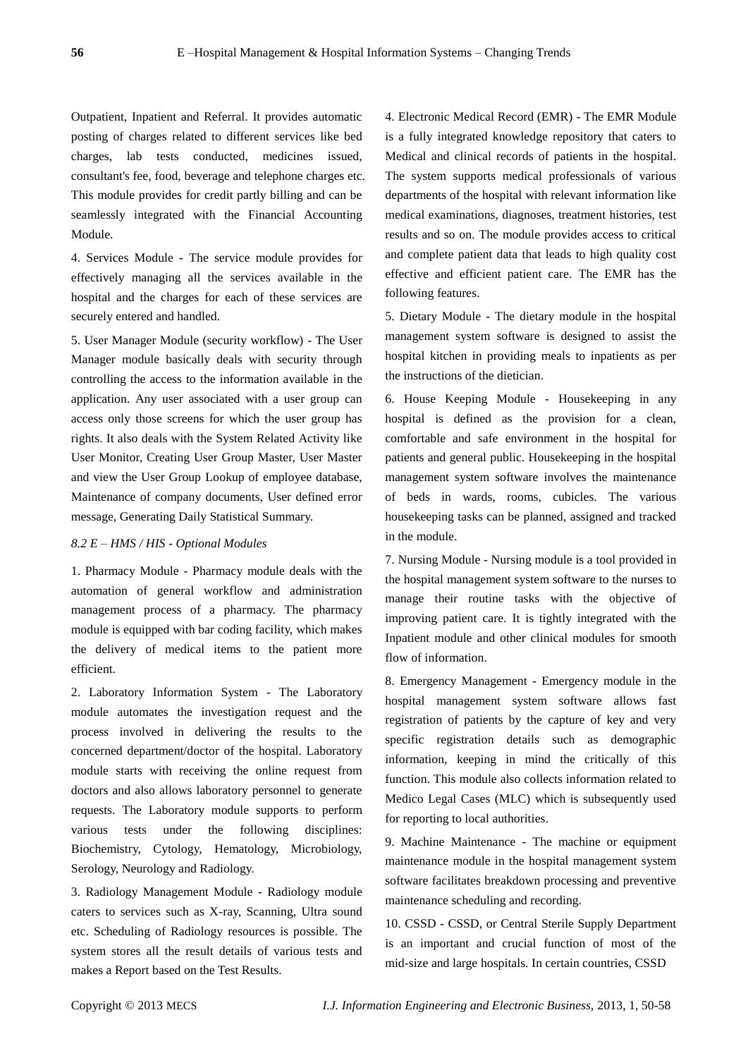Outpatient, Inpatient and Referral. It provides automatic posting of charges related to different services like bed charges, lab tests conducted, medicines issued, consultant's fee, food, beverage and telephone charges etc. This module provides for credit partly billing and can be seamlessly integrated with the Financial Accounting Module.

4. Services Module - The service module provides for effectively managing all the services available in the hospital and the charges for each of these services are securely entered and handled.

5. User Manager Module (security workflow) - The User Manager module basically deals with security through controlling the access to the information available in the application. Any user associated with a user group can access only those screens for which the user group has rights. It also deals with the System Related Activity like User Monitor, Creating User Group Master, User Master and view the User Group Lookup of employee database, Maintenance of company documents, User defined error message, Generating Daily Statistical Summary.

*8.2 E – HMS / HIS - Optional Modules*

1. Pharmacy Module - Pharmacy module deals with the automation of general workflow and administration management process of a pharmacy. The pharmacy module is equipped with bar coding facility, which makes the delivery of medical items to the patient more efficient.

2. Laboratory Information System - The Laboratory module automates the investigation request and the process involved in delivering the results to the concerned department/doctor of the hospital. Laboratory module starts with receiving the online request from doctors and also allows laboratory personnel to generate requests. The Laboratory module supports to perform various tests under the following disciplines: Biochemistry, Cytology, Hematology, Microbiology, Serology, Neurology and Radiology.

3. Radiology Management Module - Radiology module caters to services such as X-ray, Scanning, Ultra sound etc. Scheduling of Radiology resources is possible. The system stores all the result details of various tests and makes a Report based on the Test Results.

4. Electronic Medical Record (EMR) - The EMR Module is a fully integrated knowledge repository that caters to Medical and clinical records of patients in the hospital. The system supports medical professionals of various departments of the hospital with relevant information like medical examinations, diagnoses, treatment histories, test results and so on. The module provides access to critical and complete patient data that leads to high quality cost effective and efficient patient care. The EMR has the following features.

5. Dietary Module - The dietary module in the hospital management system software is designed to assist the hospital kitchen in providing meals to inpatients as per the instructions of the dietician.

6. House Keeping Module - Housekeeping in any hospital is defined as the provision for a clean, comfortable and safe environment in the hospital for patients and general public. Housekeeping in the hospital management system software involves the maintenance of beds in wards, rooms, cubicles. The various housekeeping tasks can be planned, assigned and tracked in the module.

7. Nursing Module - Nursing module is a tool provided in the hospital management system software to the nurses to manage their routine tasks with the objective of improving patient care. It is tightly integrated with the Inpatient module and other clinical modules for smooth flow of information.

8. Emergency Management - Emergency module in the hospital management system software allows fast registration of patients by the capture of key and very specific registration details such as demographic information, keeping in mind the critically of this function. This module also collects information related to Medico Legal Cases (MLC) which is subsequently used for reporting to local authorities.

9. Machine Maintenance - The machine or equipment maintenance module in the hospital management system software facilitates breakdown processing and preventive maintenance scheduling and recording.

10. CSSD - CSSD, or Central Sterile Supply Department is an important and crucial function of most of the mid-size and large hospitals. In certain countries, CSSD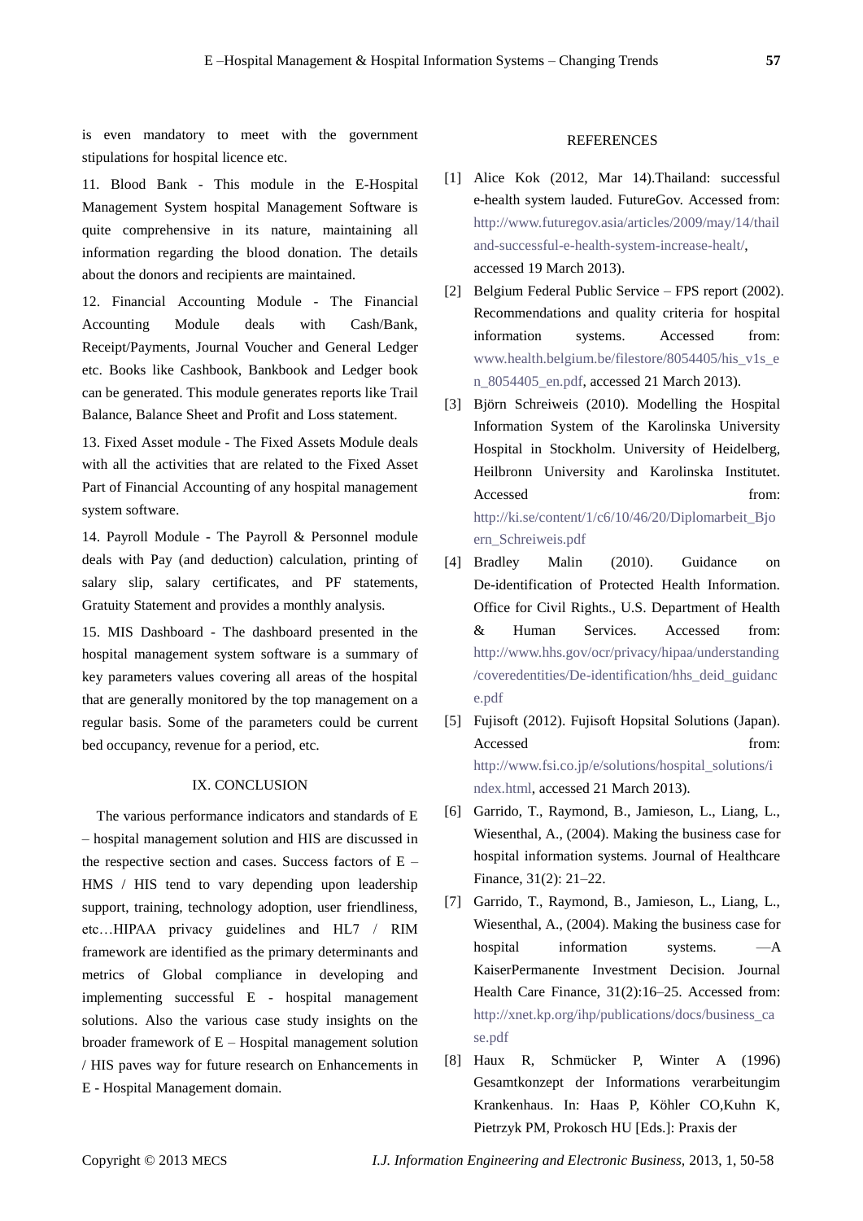is even mandatory to meet with the government stipulations for hospital licence etc.

11. Blood Bank - This module in the E-Hospital Management System hospital Management Software is quite comprehensive in its nature, maintaining all information regarding the blood donation. The details about the donors and recipients are maintained.

12. Financial Accounting Module - The Financial Accounting Module deals with Cash/Bank, Receipt/Payments, Journal Voucher and General Ledger etc. Books like Cashbook, Bankbook and Ledger book can be generated. This module generates reports like Trail Balance, Balance Sheet and Profit and Loss statement.

13. Fixed Asset module - The Fixed Assets Module deals with all the activities that are related to the Fixed Asset Part of Financial Accounting of any hospital management system software.

14. Payroll Module - The Payroll & Personnel module deals with Pay (and deduction) calculation, printing of salary slip, salary certificates, and PF statements, Gratuity Statement and provides a monthly analysis.

15. MIS Dashboard - The dashboard presented in the hospital management system software is a summary of key parameters values covering all areas of the hospital that are generally monitored by the top management on a regular basis. Some of the parameters could be current bed occupancy, revenue for a period, etc.

## IX. CONCLUSION

The various performance indicators and standards of E – hospital management solution and HIS are discussed in the respective section and cases. Success factors of E – HMS / HIS tend to vary depending upon leadership support, training, technology adoption, user friendliness, etc…HIPAA privacy guidelines and HL7 / RIM framework are identified as the primary determinants and metrics of Global compliance in developing and implementing successful E - hospital management solutions. Also the various case study insights on the broader framework of E – Hospital management solution / HIS paves way for future research on Enhancements in E - Hospital Management domain.

## REFERENCES

[1] Alice Kok (2012, Mar 14).Thailand: successful e-health system lauded. FutureGov. Accessed from: http://www.futuregov.asia/articles/2009/may/14/thailand-successful-e-health-system-increase-healt/, accessed 19 March 2013).

[2] Belgium Federal Public Service – FPS report (2002). Recommendations and quality criteria for hospital information systems. Accessed from: www.health.belgium.be/filestore/8054405/his_v1s_en_8054405_en.pdf, accessed 21 March 2013).

[3] Björn Schreiweis (2010). Modelling the Hospital Information System of the Karolinska University Hospital in Stockholm. University of Heidelberg, Heilbronn University and Karolinska Institutet. Accessed from: http://ki.se/content/1/c6/10/46/20/Diplomarbeit_Bjoern_Schreiweis.pdf

[4] Bradley Malin (2010). Guidance on De-identification of Protected Health Information. Office for Civil Rights., U.S. Department of Health & Human Services. Accessed from: http://www.hhs.gov/ocr/privacy/hipaa/understanding/coveredentities/De-identification/hhs_deid_guidance.pdf

[5] Fujisoft (2012). Fujisoft Hopsital Solutions (Japan). Accessed from: http://www.fsi.co.jp/e/solutions/hospital_solutions/index.html, accessed 21 March 2013).

[6] Garrido, T., Raymond, B., Jamieson, L., Liang, L., Wiesenthal, A., (2004). Making the business case for hospital information systems. Journal of Healthcare Finance, 31(2): 21–22.

[7] Garrido, T., Raymond, B., Jamieson, L., Liang, L., Wiesenthal, A., (2004). Making the business case for hospital information systems. —A KaiserPermanente Investment Decision. Journal Health Care Finance, 31(2):16–25. Accessed from: http://xnet.kp.org/ihp/publications/docs/business_case.pdf

[8] Haux R, Schmücker P, Winter A (1996) Gesamtkonzept der Informations verarbeitungim Krankenhaus. In: Haas P, Köhler CO,Kuhn K, Pietrzyk PM, Prokosch HU [Eds.]: Praxis der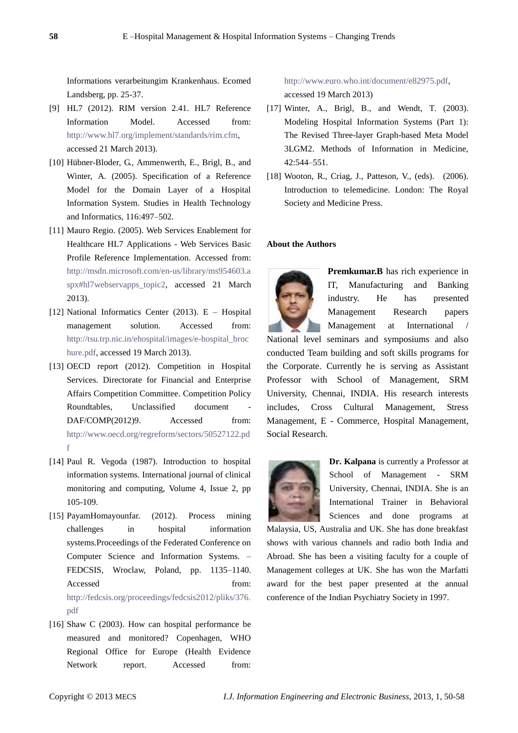Informations verarbeitungim Krankenhaus. Ecomed Landsberg, pp. 25-37.

[9] HL7 (2012). RIM version 2.41. HL7 Reference Information Model. Accessed from: http://www.hl7.org/implement/standards/rim.cfm, accessed 21 March 2013).

[10] Hübner-Bloder, G., Ammenwerth, E., Brigl, B., and Winter, A. (2005). Specification of a Reference Model for the Domain Layer of a Hospital Information System. Studies in Health Technology and Informatics, 116:497–502.

[11] Mauro Regio. (2005). Web Services Enablement for Healthcare HL7 Applications - Web Services Basic Profile Reference Implementation. Accessed from: http://msdn.microsoft.com/en-us/library/ms954603.aspx#hl7webservapps_topic2, accessed 21 March 2013).

[12] National Informatics Center (2013). E – Hospital management solution. Accessed from: http://tsu.trp.nic.in/ehospital/images/e-hospital_brochure.pdf, accessed 19 March 2013).

[13] OECD report (2012). Competition in Hospital Services. Directorate for Financial and Enterprise Affairs Competition Committee. Competition Policy Roundtables, Unclassified document - DAF/COMP(2012)9. Accessed from: http://www.oecd.org/regreform/sectors/50527122.pdf

[14] Paul R. Vegoda (1987). Introduction to hospital information systems. International journal of clinical monitoring and computing, Volume 4, Issue 2, pp 105-109.

[15] PayamHomayounfar. (2012). Process mining challenges in hospital information systems.Proceedings of the Federated Conference on Computer Science and Information Systems. – FEDCSIS, Wroclaw, Poland, pp. 1135–1140. Accessed from: http://fedcsis.org/proceedings/fedcsis2012/pliks/376.pdf

[16] Shaw C (2003). How can hospital performance be measured and monitored? Copenhagen, WHO Regional Office for Europe (Health Evidence Network report. Accessed from: http://www.euro.who.int/document/e82975.pdf, accessed 19 March 2013)

[17] Winter, A., Brigl, B., and Wendt, T. (2003). Modeling Hospital Information Systems (Part 1): The Revised Three-layer Graph-based Meta Model 3LGM2. Methods of Information in Medicine, 42:544–551.

[18] Wooton, R., Criag, J., Patteson, V., (eds). (2006). Introduction to telemedicine. London: The Royal Society and Medicine Press.

**About the Authors**

**Premkumar.B** has rich experience in IT, Manufacturing and Banking industry. He has presented Management Research papers Management at International / National level seminars and symposiums and also conducted Team building and soft skills programs for the Corporate. Currently he is serving as Assistant Professor with School of Management, SRM University, Chennai, INDIA. His research interests includes, Cross Cultural Management, Stress Management, E - Commerce, Hospital Management, Social Research.

**Dr. Kalpana** is currently a Professor at School of Management - SRM University, Chennai, INDIA. She is an International Trainer in Behavioral Sciences and done programs at Malaysia, US, Australia and UK. She has done breakfast shows with various channels and radio both India and Abroad. She has been a visiting faculty for a couple of Management colleges at UK. She has won the Marfatti award for the best paper presented at the annual conference of the Indian Psychiatry Society in 1997.